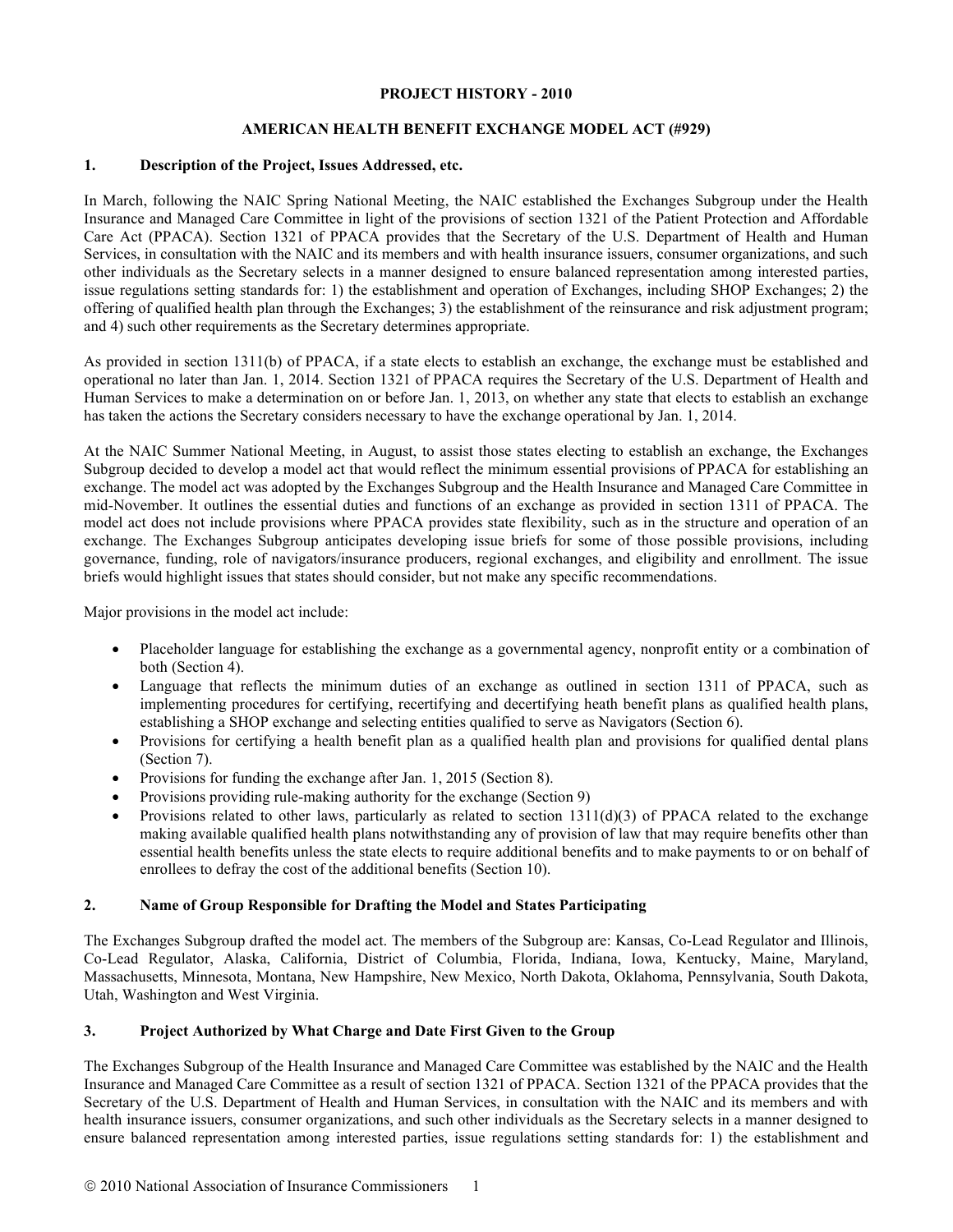**PROJECT HISTORY - 2010**

**AMERICAN HEALTH BENEFIT EXCHANGE MODEL ACT (#929)**

## 1. Description of the Project, Issues Addressed, etc.

In March, following the NAIC Spring National Meeting, the NAIC established the Exchanges Subgroup under the Health Insurance and Managed Care Committee in light of the provisions of section 1321 of the Patient Protection and Affordable Care Act (PPACA). Section 1321 of PPACA provides that the Secretary of the U.S. Department of Health and Human Services, in consultation with the NAIC and its members and with health insurance issuers, consumer organizations, and such other individuals as the Secretary selects in a manner designed to ensure balanced representation among interested parties, issue regulations setting standards for: 1) the establishment and operation of Exchanges, including SHOP Exchanges; 2) the offering of qualified health plan through the Exchanges; 3) the establishment of the reinsurance and risk adjustment program; and 4) such other requirements as the Secretary determines appropriate.

As provided in section 1311(b) of PPACA, if a state elects to establish an exchange, the exchange must be established and operational no later than Jan. 1, 2014. Section 1321 of PPACA requires the Secretary of the U.S. Department of Health and Human Services to make a determination on or before Jan. 1, 2013, on whether any state that elects to establish an exchange has taken the actions the Secretary considers necessary to have the exchange operational by Jan. 1, 2014.

At the NAIC Summer National Meeting, in August, to assist those states electing to establish an exchange, the Exchanges Subgroup decided to develop a model act that would reflect the minimum essential provisions of PPACA for establishing an exchange. The model act was adopted by the Exchanges Subgroup and the Health Insurance and Managed Care Committee in mid-November. It outlines the essential duties and functions of an exchange as provided in section 1311 of PPACA. The model act does not include provisions where PPACA provides state flexibility, such as in the structure and operation of an exchange. The Exchanges Subgroup anticipates developing issue briefs for some of those possible provisions, including governance, funding, role of navigators/insurance producers, regional exchanges, and eligibility and enrollment. The issue briefs would highlight issues that states should consider, but not make any specific recommendations.

Major provisions in the model act include:

- Placeholder language for establishing the exchange as a governmental agency, nonprofit entity or a combination of both (Section 4).
- Language that reflects the minimum duties of an exchange as outlined in section 1311 of PPACA, such as implementing procedures for certifying, recertifying and decertifying heath benefit plans as qualified health plans, establishing a SHOP exchange and selecting entities qualified to serve as Navigators (Section 6).
- Provisions for certifying a health benefit plan as a qualified health plan and provisions for qualified dental plans (Section 7).
- Provisions for funding the exchange after Jan. 1, 2015 (Section 8).
- Provisions providing rule-making authority for the exchange (Section 9)
- Provisions related to other laws, particularly as related to section 1311(d)(3) of PPACA related to the exchange making available qualified health plans notwithstanding any of provision of law that may require benefits other than essential health benefits unless the state elects to require additional benefits and to make payments to or on behalf of enrollees to defray the cost of the additional benefits (Section 10).

## 2. Name of Group Responsible for Drafting the Model and States Participating

The Exchanges Subgroup drafted the model act. The members of the Subgroup are: Kansas, Co-Lead Regulator and Illinois, Co-Lead Regulator, Alaska, California, District of Columbia, Florida, Indiana, Iowa, Kentucky, Maine, Maryland, Massachusetts, Minnesota, Montana, New Hampshire, New Mexico, North Dakota, Oklahoma, Pennsylvania, South Dakota, Utah, Washington and West Virginia.

## 3. Project Authorized by What Charge and Date First Given to the Group

The Exchanges Subgroup of the Health Insurance and Managed Care Committee was established by the NAIC and the Health Insurance and Managed Care Committee as a result of section 1321 of PPACA. Section 1321 of the PPACA provides that the Secretary of the U.S. Department of Health and Human Services, in consultation with the NAIC and its members and with health insurance issuers, consumer organizations, and such other individuals as the Secretary selects in a manner designed to ensure balanced representation among interested parties, issue regulations setting standards for: 1) the establishment and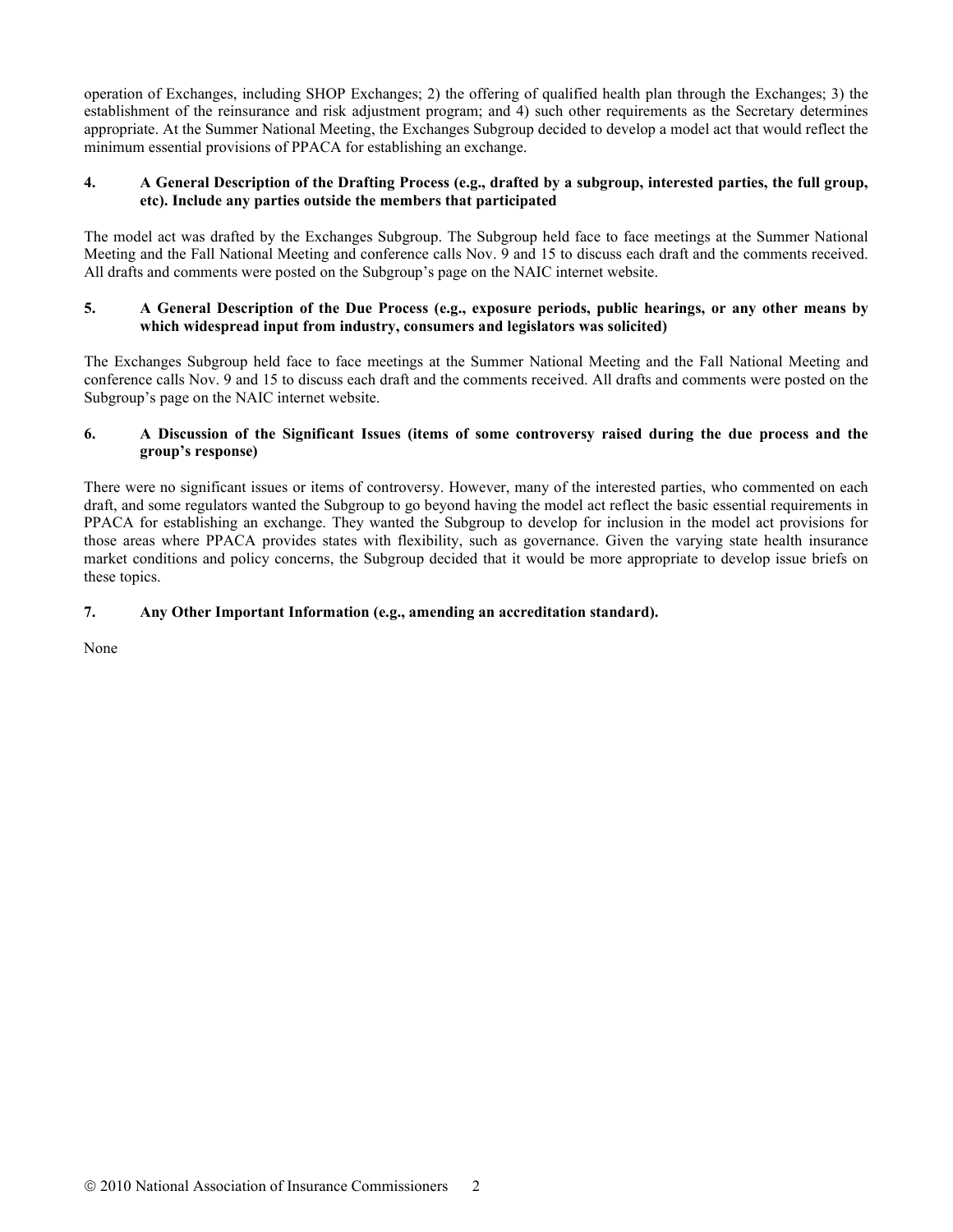operation of Exchanges, including SHOP Exchanges; 2) the offering of qualified health plan through the Exchanges; 3) the establishment of the reinsurance and risk adjustment program; and 4) such other requirements as the Secretary determines appropriate. At the Summer National Meeting, the Exchanges Subgroup decided to develop a model act that would reflect the minimum essential provisions of PPACA for establishing an exchange.

**4. A General Description of the Drafting Process (e.g., drafted by a subgroup, interested parties, the full group, etc). Include any parties outside the members that participated**

The model act was drafted by the Exchanges Subgroup. The Subgroup held face to face meetings at the Summer National Meeting and the Fall National Meeting and conference calls Nov. 9 and 15 to discuss each draft and the comments received. All drafts and comments were posted on the Subgroup's page on the NAIC internet website.

**5. A General Description of the Due Process (e.g., exposure periods, public hearings, or any other means by which widespread input from industry, consumers and legislators was solicited)**

The Exchanges Subgroup held face to face meetings at the Summer National Meeting and the Fall National Meeting and conference calls Nov. 9 and 15 to discuss each draft and the comments received. All drafts and comments were posted on the Subgroup's page on the NAIC internet website.

**6. A Discussion of the Significant Issues (items of some controversy raised during the due process and the group's response)**

There were no significant issues or items of controversy. However, many of the interested parties, who commented on each draft, and some regulators wanted the Subgroup to go beyond having the model act reflect the basic essential requirements in PPACA for establishing an exchange. They wanted the Subgroup to develop for inclusion in the model act provisions for those areas where PPACA provides states with flexibility, such as governance. Given the varying state health insurance market conditions and policy concerns, the Subgroup decided that it would be more appropriate to develop issue briefs on these topics.

**7. Any Other Important Information (e.g., amending an accreditation standard).**

None